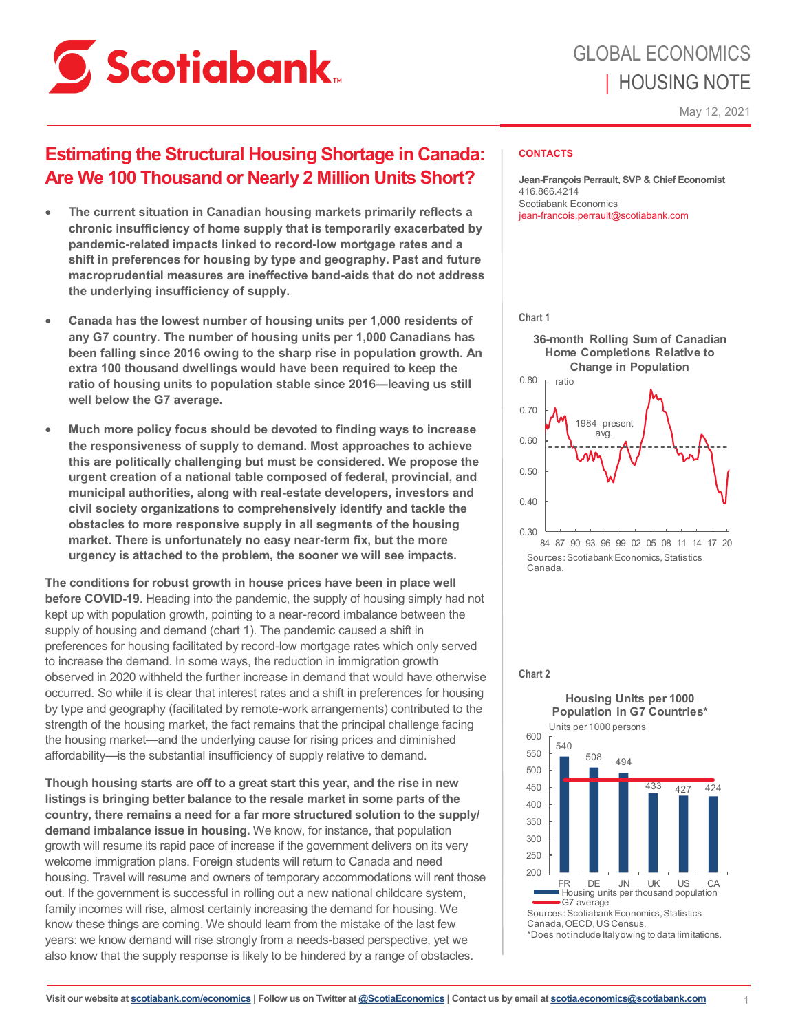GLOBAL ECONOMICS
| HOUSING NOTE

May 12, 2021

# Estimating the Structural Housing Shortage in Canada: Are We 100 Thousand or Nearly 2 Million Units Short?

- **The current situation in Canadian housing markets primarily reflects a chronic insufficiency of home supply that is temporarily exacerbated by pandemic-related impacts linked to record-low mortgage rates and a shift in preferences for housing by type and geography. Past and future macroprudential measures are ineffective band-aids that do not address the underlying insufficiency of supply.**
- **Canada has the lowest number of housing units per 1,000 residents of any G7 country. The number of housing units per 1,000 Canadians has been falling since 2016 owing to the sharp rise in population growth. An extra 100 thousand dwellings would have been required to keep the ratio of housing units to population stable since 2016—leaving us still well below the G7 average.**
- **Much more policy focus should be devoted to finding ways to increase the responsiveness of supply to demand. Most approaches to achieve this are politically challenging but must be considered. We propose the urgent creation of a national table composed of federal, provincial, and municipal authorities, along with real-estate developers, investors and civil society organizations to comprehensively identify and tackle the obstacles to more responsive supply in all segments of the housing market. There is unfortunately no easy near-term fix, but the more urgency is attached to the problem, the sooner we will see impacts.**

**The conditions for robust growth in house prices have been in place well before COVID-19**. Heading into the pandemic, the supply of housing simply had not kept up with population growth, pointing to a near-record imbalance between the supply of housing and demand (chart 1). The pandemic caused a shift in preferences for housing facilitated by record-low mortgage rates which only served to increase the demand. In some ways, the reduction in immigration growth observed in 2020 withheld the further increase in demand that would have otherwise occurred. So while it is clear that interest rates and a shift in preferences for housing by type and geography (facilitated by remote-work arrangements) contributed to the strength of the housing market, the fact remains that the principal challenge facing the housing market—and the underlying cause for rising prices and diminished affordability—is the substantial insufficiency of supply relative to demand.

**Though housing starts are off to a great start this year, and the rise in new listings is bringing better balance to the resale market in some parts of the country, there remains a need for a far more structured solution to the supply/demand imbalance issue in housing.** We know, for instance, that population growth will resume its rapid pace of increase if the government delivers on its very welcome immigration plans. Foreign students will return to Canada and need housing. Travel will resume and owners of temporary accommodations will rent those out. If the government is successful in rolling out a new national childcare system, family incomes will rise, almost certainly increasing the demand for housing. We know these things are coming. We should learn from the mistake of the last few years: we know demand will rise strongly from a needs-based perspective, yet we also know that the supply response is likely to be hindered by a range of obstacles.

**CONTACTS**

**Jean-François Perrault, SVP & Chief Economist**
416.866.4214
Scotiabank Economics
jean-francois.perrault@scotiabank.com

Chart 1

36-month Rolling Sum of Canadian Home Completions Relative to Change in Population

Sources: Scotiabank Economics, Statistics Canada.

Chart 2

Housing Units per 1000 Population in G7 Countries*

| Country | Housing units per 1000 persons |
|---|---|
| FR | 540 |
| DE | 508 |
| JN | 494 |
| UK | 433 |
| US | 427 |
| CA | 424 |

Sources: Scotiabank Economics, Statistics Canada, OECD, US Census.
*Does not include Italy owing to data limitations.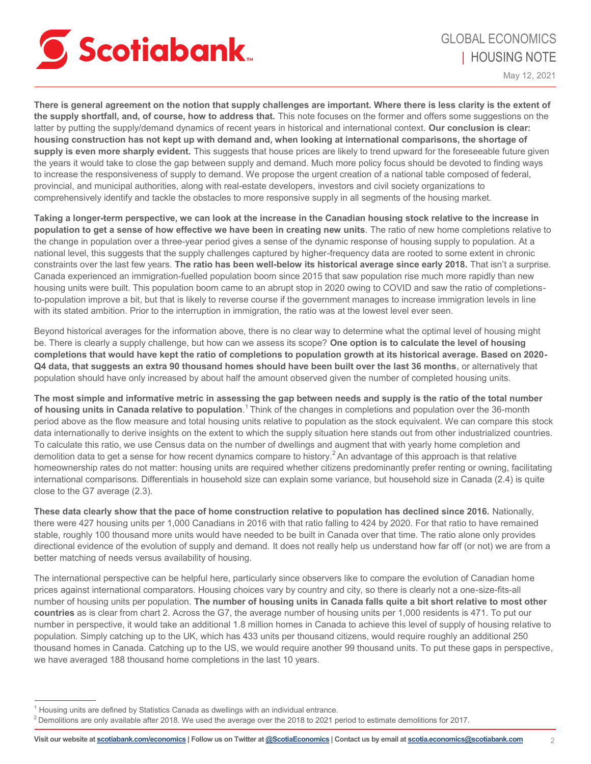**There is general agreement on the notion that supply challenges are important. Where there is less clarity is the extent of the supply shortfall, and, of course, how to address that.** This note focuses on the former and offers some suggestions on the latter by putting the supply/demand dynamics of recent years in historical and international context. **Our conclusion is clear: housing construction has not kept up with demand and, when looking at international comparisons, the shortage of supply is even more sharply evident.** This suggests that house prices are likely to trend upward for the foreseeable future given the years it would take to close the gap between supply and demand. Much more policy focus should be devoted to finding ways to increase the responsiveness of supply to demand. We propose the urgent creation of a national table composed of federal, provincial, and municipal authorities, along with real-estate developers, investors and civil society organizations to comprehensively identify and tackle the obstacles to more responsive supply in all segments of the housing market.

**Taking a longer-term perspective, we can look at the increase in the Canadian housing stock relative to the increase in population to get a sense of how effective we have been in creating new units**. The ratio of new home completions relative to the change in population over a three-year period gives a sense of the dynamic response of housing supply to population. At a national level, this suggests that the supply challenges captured by higher-frequency data are rooted to some extent in chronic constraints over the last few years. **The ratio has been well-below its historical average since early 2018.** That isn't a surprise. Canada experienced an immigration-fuelled population boom since 2015 that saw population rise much more rapidly than new housing units were built. This population boom came to an abrupt stop in 2020 owing to COVID and saw the ratio of completions-to-population improve a bit, but that is likely to reverse course if the government manages to increase immigration levels in line with its stated ambition. Prior to the interruption in immigration, the ratio was at the lowest level ever seen.

Beyond historical averages for the information above, there is no clear way to determine what the optimal level of housing might be. There is clearly a supply challenge, but how can we assess its scope? **One option is to calculate the level of housing completions that would have kept the ratio of completions to population growth at its historical average. Based on 2020-Q4 data, that suggests an extra 90 thousand homes should have been built over the last 36 months**, or alternatively that population should have only increased by about half the amount observed given the number of completed housing units.

**The most simple and informative metric in assessing the gap between needs and supply is the ratio of the total number of housing units in Canada relative to population**.[1] Think of the changes in completions and population over the 36-month period above as the flow measure and total housing units relative to population as the stock equivalent. We can compare this stock data internationally to derive insights on the extent to which the supply situation here stands out from other industrialized countries. To calculate this ratio, we use Census data on the number of dwellings and augment that with yearly home completion and demolition data to get a sense for how recent dynamics compare to history.[2] An advantage of this approach is that relative homeownership rates do not matter: housing units are required whether citizens predominantly prefer renting or owning, facilitating international comparisons. Differentials in household size can explain some variance, but household size in Canada (2.4) is quite close to the G7 average (2.3).

**These data clearly show that the pace of home construction relative to population has declined since 2016.** Nationally, there were 427 housing units per 1,000 Canadians in 2016 with that ratio falling to 424 by 2020. For that ratio to have remained stable, roughly 100 thousand more units would have needed to be built in Canada over that time. The ratio alone only provides directional evidence of the evolution of supply and demand. It does not really help us understand how far off (or not) we are from a better matching of needs versus availability of housing.

The international perspective can be helpful here, particularly since observers like to compare the evolution of Canadian home prices against international comparators. Housing choices vary by country and city, so there is clearly not a one-size-fits-all number of housing units per population. **The number of housing units in Canada falls quite a bit short relative to most other countries** as is clear from chart 2. Across the G7, the average number of housing units per 1,000 residents is 471. To put our number in perspective, it would take an additional 1.8 million homes in Canada to achieve this level of supply of housing relative to population. Simply catching up to the UK, which has 433 units per thousand citizens, would require roughly an additional 250 thousand homes in Canada. Catching up to the US, we would require another 99 thousand units. To put these gaps in perspective, we have averaged 188 thousand home completions in the last 10 years.

---

[1] Housing units are defined by Statistics Canada as dwellings with an individual entrance.

[2] Demolitions are only available after 2018. We used the average over the 2018 to 2021 period to estimate demolitions for 2017.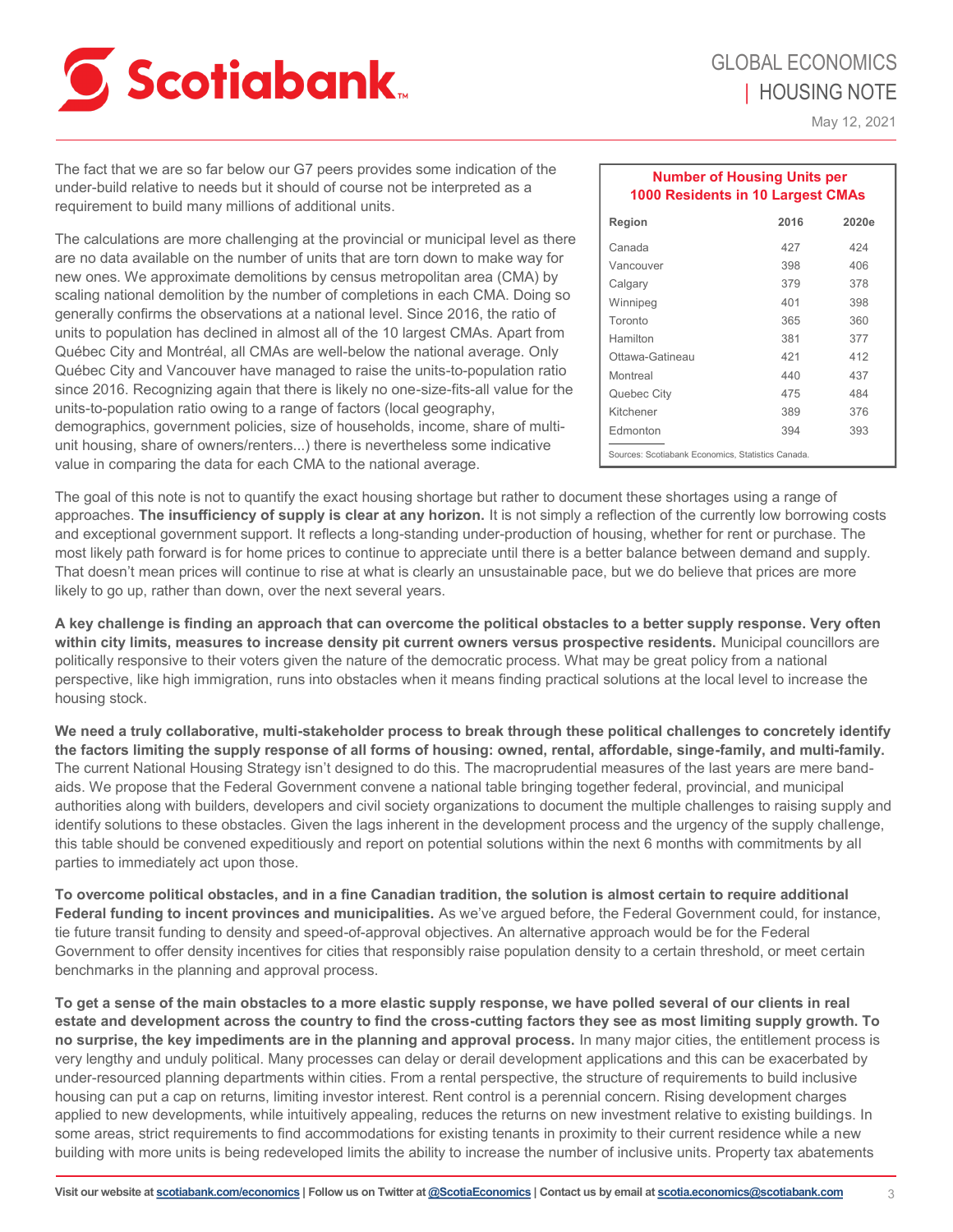The fact that we are so far below our G7 peers provides some indication of the under-build relative to needs but it should of course not be interpreted as a requirement to build many millions of additional units.

The calculations are more challenging at the provincial or municipal level as there are no data available on the number of units that are torn down to make way for new ones. We approximate demolitions by census metropolitan area (CMA) by scaling national demolition by the number of completions in each CMA. Doing so generally confirms the observations at a national level. Since 2016, the ratio of units to population has declined in almost all of the 10 largest CMAs. Apart from Québec City and Montréal, all CMAs are well-below the national average. Only Québec City and Vancouver have managed to raise the units-to-population ratio since 2016. Recognizing again that there is likely no one-size-fits-all value for the units-to-population ratio owing to a range of factors (local geography, demographics, government policies, size of households, income, share of multi-unit housing, share of owners/renters...) there is nevertheless some indicative value in comparing the data for each CMA to the national average.

**Number of Housing Units per 1000 Residents in 10 Largest CMAs**

| Region | 2016 | 2020e |
|---|---|---|
| Canada | 427 | 424 |
| Vancouver | 398 | 406 |
| Calgary | 379 | 378 |
| Winnipeg | 401 | 398 |
| Toronto | 365 | 360 |
| Hamilton | 381 | 377 |
| Ottawa-Gatineau | 421 | 412 |
| Montreal | 440 | 437 |
| Quebec City | 475 | 484 |
| Kitchener | 389 | 376 |
| Edmonton | 394 | 393 |

Sources: Scotiabank Economics, Statistics Canada.

The goal of this note is not to quantify the exact housing shortage but rather to document these shortages using a range of approaches. **The insufficiency of supply is clear at any horizon.** It is not simply a reflection of the currently low borrowing costs and exceptional government support. It reflects a long-standing under-production of housing, whether for rent or purchase. The most likely path forward is for home prices to continue to appreciate until there is a better balance between demand and supply. That doesn't mean prices will continue to rise at what is clearly an unsustainable pace, but we do believe that prices are more likely to go up, rather than down, over the next several years.

**A key challenge is finding an approach that can overcome the political obstacles to a better supply response. Very often within city limits, measures to increase density pit current owners versus prospective residents.** Municipal councillors are politically responsive to their voters given the nature of the democratic process. What may be great policy from a national perspective, like high immigration, runs into obstacles when it means finding practical solutions at the local level to increase the housing stock.

**We need a truly collaborative, multi-stakeholder process to break through these political challenges to concretely identify the factors limiting the supply response of all forms of housing: owned, rental, affordable, singe-family, and multi-family.** The current National Housing Strategy isn't designed to do this. The macroprudential measures of the last years are mere band-aids. We propose that the Federal Government convene a national table bringing together federal, provincial, and municipal authorities along with builders, developers and civil society organizations to document the multiple challenges to raising supply and identify solutions to these obstacles. Given the lags inherent in the development process and the urgency of the supply challenge, this table should be convened expeditiously and report on potential solutions within the next 6 months with commitments by all parties to immediately act upon those.

**To overcome political obstacles, and in a fine Canadian tradition, the solution is almost certain to require additional Federal funding to incent provinces and municipalities.** As we've argued before, the Federal Government could, for instance, tie future transit funding to density and speed-of-approval objectives. An alternative approach would be for the Federal Government to offer density incentives for cities that responsibly raise population density to a certain threshold, or meet certain benchmarks in the planning and approval process.

**To get a sense of the main obstacles to a more elastic supply response, we have polled several of our clients in real estate and development across the country to find the cross-cutting factors they see as most limiting supply growth. To no surprise, the key impediments are in the planning and approval process.** In many major cities, the entitlement process is very lengthy and unduly political. Many processes can delay or derail development applications and this can be exacerbated by under-resourced planning departments within cities. From a rental perspective, the structure of requirements to build inclusive housing can put a cap on returns, limiting investor interest. Rent control is a perennial concern. Rising development charges applied to new developments, while intuitively appealing, reduces the returns on new investment relative to existing buildings. In some areas, strict requirements to find accommodations for existing tenants in proximity to their current residence while a new building with more units is being redeveloped limits the ability to increase the number of inclusive units. Property tax abatements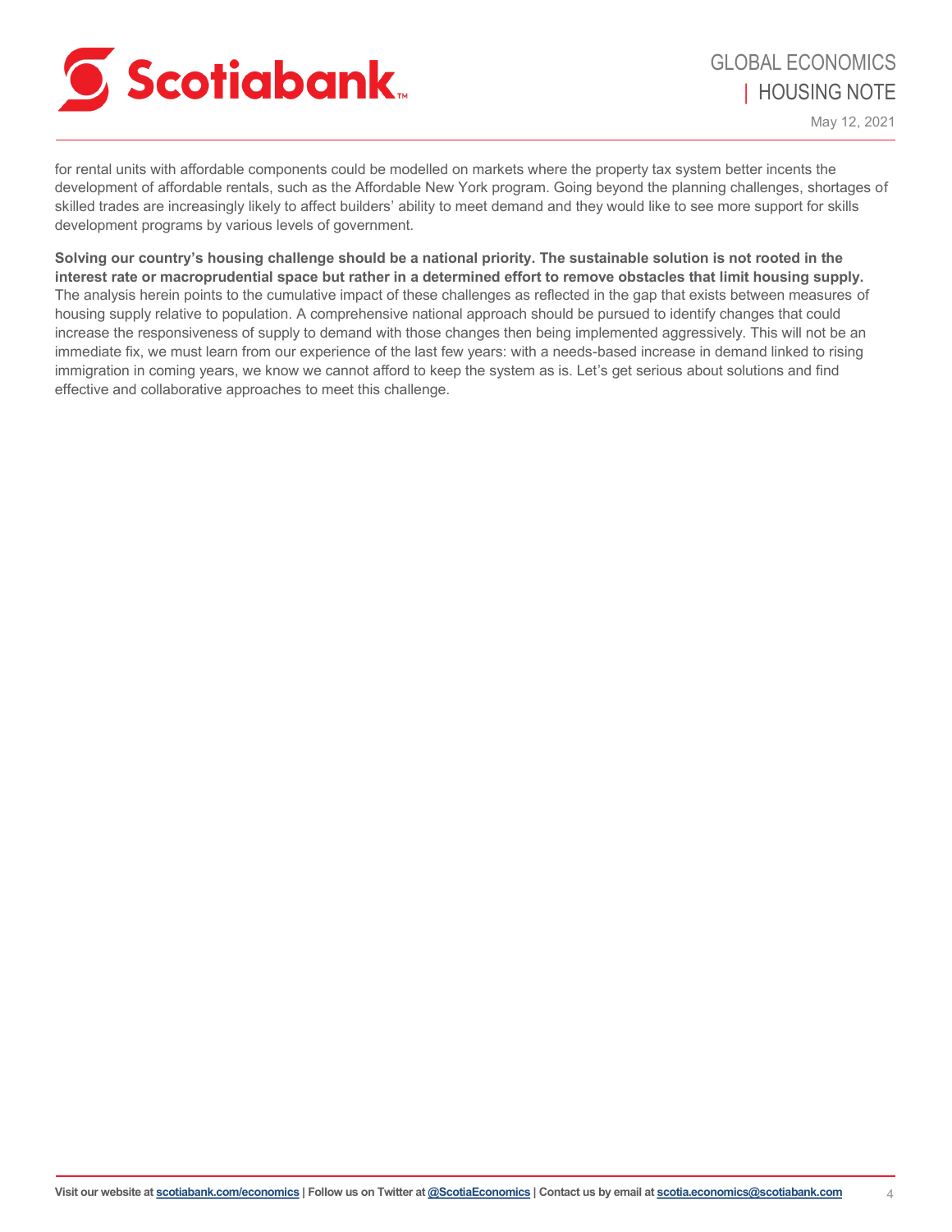for rental units with affordable components could be modelled on markets where the property tax system better incents the development of affordable rentals, such as the Affordable New York program. Going beyond the planning challenges, shortages of skilled trades are increasingly likely to affect builders' ability to meet demand and they would like to see more support for skills development programs by various levels of government.

**Solving our country's housing challenge should be a national priority. The sustainable solution is not rooted in the interest rate or macroprudential space but rather in a determined effort to remove obstacles that limit housing supply.** The analysis herein points to the cumulative impact of these challenges as reflected in the gap that exists between measures of housing supply relative to population. A comprehensive national approach should be pursued to identify changes that could increase the responsiveness of supply to demand with those changes then being implemented aggressively. This will not be an immediate fix, we must learn from our experience of the last few years: with a needs-based increase in demand linked to rising immigration in coming years, we know we cannot afford to keep the system as is. Let's get serious about solutions and find effective and collaborative approaches to meet this challenge.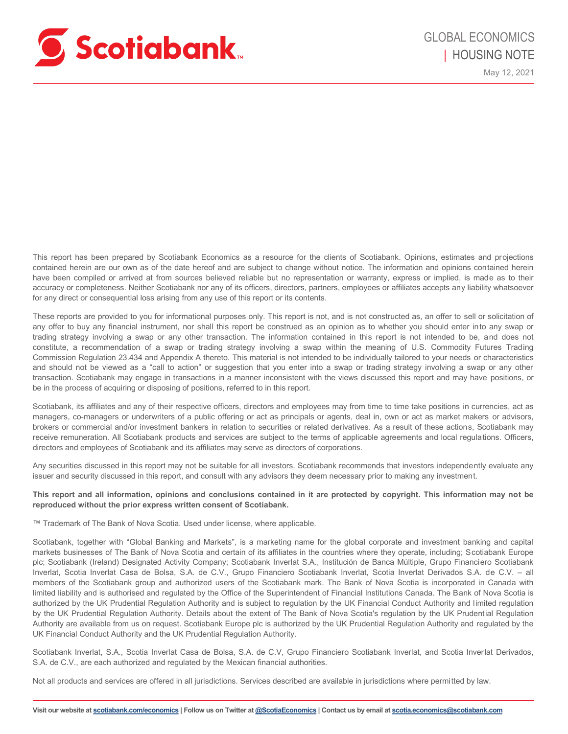This report has been prepared by Scotiabank Economics as a resource for the clients of Scotiabank. Opinions, estimates and projections contained herein are our own as of the date hereof and are subject to change without notice. The information and opinions contained herein have been compiled or arrived at from sources believed reliable but no representation or warranty, express or implied, is made as to their accuracy or completeness. Neither Scotiabank nor any of its officers, directors, partners, employees or affiliates accepts any liability whatsoever for any direct or consequential loss arising from any use of this report or its contents.

These reports are provided to you for informational purposes only. This report is not, and is not constructed as, an offer to sell or solicitation of any offer to buy any financial instrument, nor shall this report be construed as an opinion as to whether you should enter into any swap or trading strategy involving a swap or any other transaction. The information contained in this report is not intended to be, and does not constitute, a recommendation of a swap or trading strategy involving a swap within the meaning of U.S. Commodity Futures Trading Commission Regulation 23.434 and Appendix A thereto. This material is not intended to be individually tailored to your needs or characteristics and should not be viewed as a "call to action" or suggestion that you enter into a swap or trading strategy involving a swap or any other transaction. Scotiabank may engage in transactions in a manner inconsistent with the views discussed this report and may have positions, or be in the process of acquiring or disposing of positions, referred to in this report.

Scotiabank, its affiliates and any of their respective officers, directors and employees may from time to time take positions in currencies, act as managers, co-managers or underwriters of a public offering or act as principals or agents, deal in, own or act as market makers or advisors, brokers or commercial and/or investment bankers in relation to securities or related derivatives. As a result of these actions, Scotiabank may receive remuneration. All Scotiabank products and services are subject to the terms of applicable agreements and local regulations. Officers, directors and employees of Scotiabank and its affiliates may serve as directors of corporations.

Any securities discussed in this report may not be suitable for all investors. Scotiabank recommends that investors independently evaluate any issuer and security discussed in this report, and consult with any advisors they deem necessary prior to making any investment.

**This report and all information, opinions and conclusions contained in it are protected by copyright. This information may not be reproduced without the prior express written consent of Scotiabank.**

™ Trademark of The Bank of Nova Scotia. Used under license, where applicable.

Scotiabank, together with "Global Banking and Markets", is a marketing name for the global corporate and investment banking and capital markets businesses of The Bank of Nova Scotia and certain of its affiliates in the countries where they operate, including; Scotiabank Europe plc; Scotiabank (Ireland) Designated Activity Company; Scotiabank Inverlat S.A., Institución de Banca Múltiple, Grupo Financiero Scotiabank Inverlat, Scotia Inverlat Casa de Bolsa, S.A. de C.V., Grupo Financiero Scotiabank Inverlat, Scotia Inverlat Derivados S.A. de C.V. – all members of the Scotiabank group and authorized users of the Scotiabank mark. The Bank of Nova Scotia is incorporated in Canada with limited liability and is authorised and regulated by the Office of the Superintendent of Financial Institutions Canada. The Bank of Nova Scotia is authorized by the UK Prudential Regulation Authority and is subject to regulation by the UK Financial Conduct Authority and limited regulation by the UK Prudential Regulation Authority. Details about the extent of The Bank of Nova Scotia's regulation by the UK Prudential Regulation Authority are available from us on request. Scotiabank Europe plc is authorized by the UK Prudential Regulation Authority and regulated by the UK Financial Conduct Authority and the UK Prudential Regulation Authority.

Scotiabank Inverlat, S.A., Scotia Inverlat Casa de Bolsa, S.A. de C.V, Grupo Financiero Scotiabank Inverlat, and Scotia Inverlat Derivados, S.A. de C.V., are each authorized and regulated by the Mexican financial authorities.

Not all products and services are offered in all jurisdictions. Services described are available in jurisdictions where permitted by law.